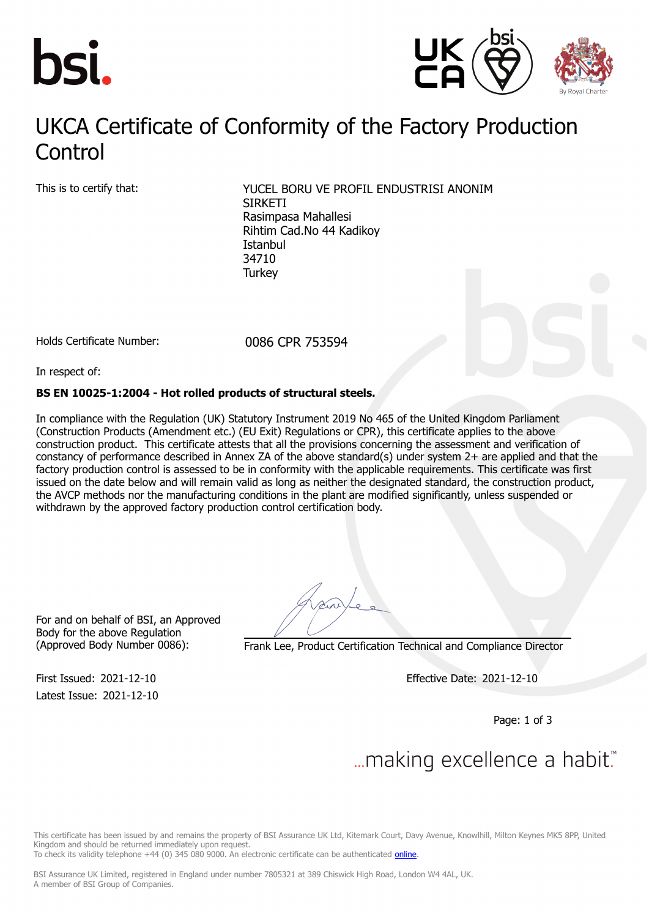# UKCA Certificate of Conformity of the Factory Production Control

This is to certify that:

YUCEL BORU VE PROFIL ENDUSTRISI ANONIM SIRKETI
Rasimpasa Mahallesi
Rihtim Cad.No 44 Kadikoy
Istanbul
34710
Turkey

Holds Certificate Number: 0086 CPR 753594

In respect of:

**BS EN 10025-1:2004 - Hot rolled products of structural steels.**

In compliance with the Regulation (UK) Statutory Instrument 2019 No 465 of the United Kingdom Parliament (Construction Products (Amendment etc.) (EU Exit) Regulations or CPR), this certificate applies to the above construction product. This certificate attests that all the provisions concerning the assessment and verification of constancy of performance described in Annex ZA of the above standard(s) under system 2+ are applied and that the factory production control is assessed to be in conformity with the applicable requirements. This certificate was first issued on the date below and will remain valid as long as neither the designated standard, the construction product, the AVCP methods nor the manufacturing conditions in the plant are modified significantly, unless suspended or withdrawn by the approved factory production control certification body.

For and on behalf of BSI, an Approved Body for the above Regulation (Approved Body Number 0086):

Frank Lee, Product Certification Technical and Compliance Director

First Issued: 2021-12-10
Latest Issue: 2021-12-10

Effective Date: 2021-12-10

...making excellence a habit.™

This certificate has been issued by and remains the property of BSI Assurance UK Ltd, Kitemark Court, Davy Avenue, Knowlhill, Milton Keynes MK5 8PP, United Kingdom and should be returned immediately upon request.
To check its validity telephone +44 (0) 345 080 9000. An electronic certificate can be authenticated online.

BSI Assurance UK Limited, registered in England under number 7805321 at 389 Chiswick High Road, London W4 4AL, UK.
A member of BSI Group of Companies.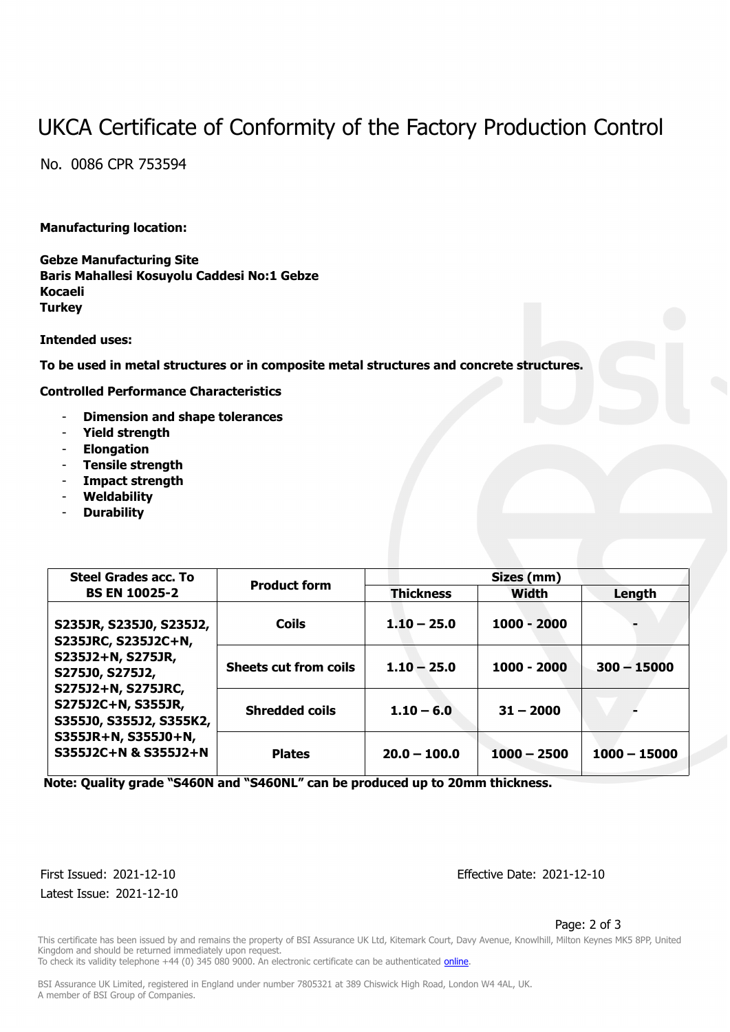# UKCA Certificate of Conformity of the Factory Production Control

No. 0086 CPR 753594

**Manufacturing location:**

**Gebze Manufacturing Site**
**Baris Mahallesi Kosuyolu Caddesi No:1 Gebze**
**Kocaeli**
**Turkey**

**Intended uses:**

**To be used in metal structures or in composite metal structures and concrete structures.**

**Controlled Performance Characteristics**

- **Dimension and shape tolerances**
- **Yield strength**
- **Elongation**
- **Tensile strength**
- **Impact strength**
- **Weldability**
- **Durability**

| Steel Grades acc. To BS EN 10025-2 | Product form | Sizes (mm) | | |
|---|---|---|---|---|
| | | Thickness | Width | Length |
| S235JR, S235J0, S235J2, S235JRC, S235J2C+N, S235J2+N, S275JR, S275J0, S275J2, S275J2+N, S275JRC, S275J2C+N, S355JR, S355J0, S355J2, S355K2, S355JR+N, S355J0+N, S355J2C+N & S355J2+N | Coils | 1.10 – 25.0 | 1000 - 2000 | - |
| | Sheets cut from coils | 1.10 – 25.0 | 1000 - 2000 | 300 – 15000 |
| | Shredded coils | 1.10 – 6.0 | 31 – 2000 | - |
| | Plates | 20.0 – 100.0 | 1000 – 2500 | 1000 – 15000 |

**Note: Quality grade "S460N and "S460NL" can be produced up to 20mm thickness.**

First Issued: 2021-12-10
Latest Issue: 2021-12-10

Effective Date: 2021-12-10

This certificate has been issued by and remains the property of BSI Assurance UK Ltd, Kitemark Court, Davy Avenue, Knowlhill, Milton Keynes MK5 8PP, United Kingdom and should be returned immediately upon request.
To check its validity telephone +44 (0) 345 080 9000. An electronic certificate can be authenticated online.

BSI Assurance UK Limited, registered in England under number 7805321 at 389 Chiswick High Road, London W4 4AL, UK.
A member of BSI Group of Companies.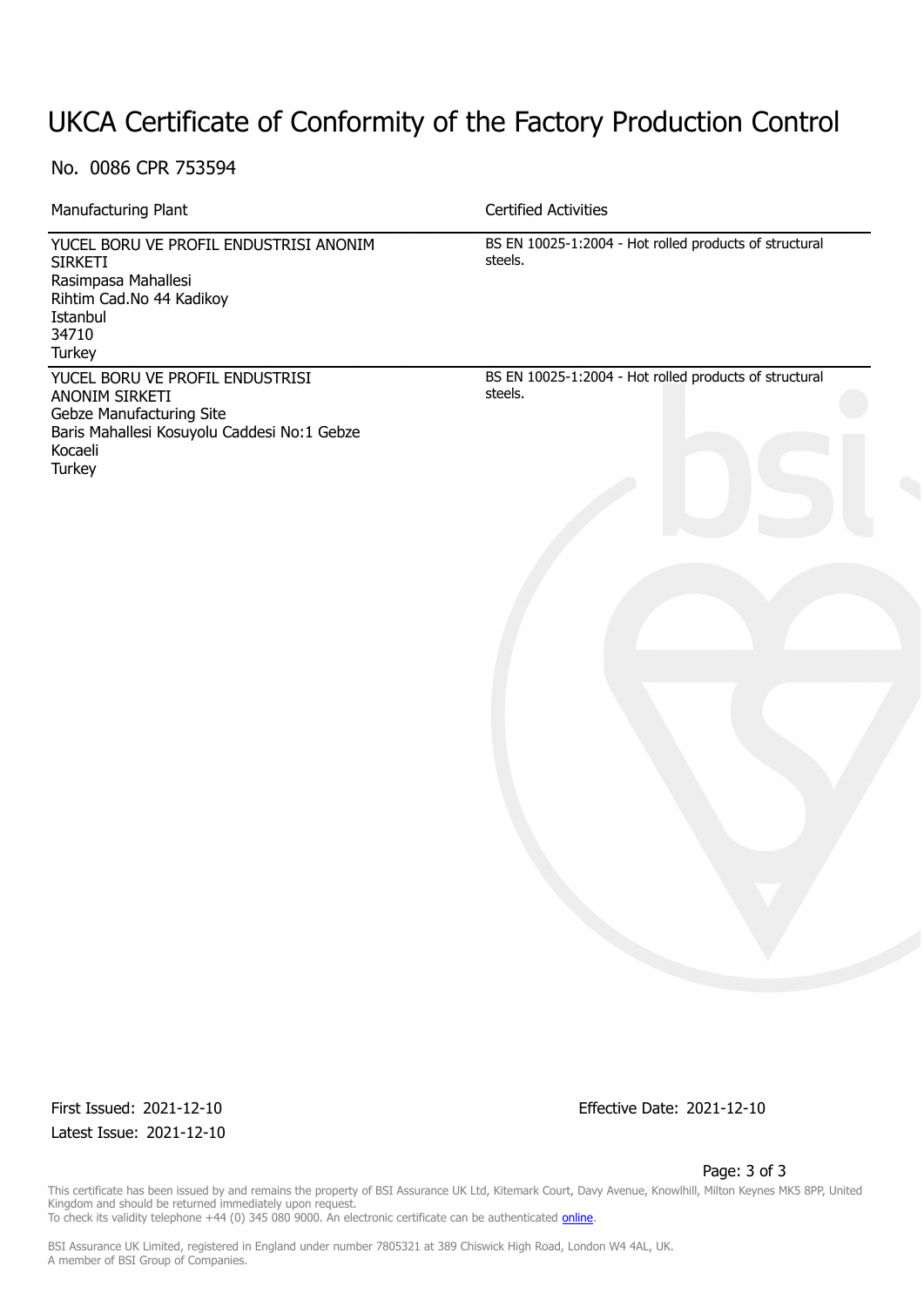# UKCA Certificate of Conformity of the Factory Production Control

No. 0086 CPR 753594

| Manufacturing Plant | Certified Activities |
| --- | --- |
| YUCEL BORU VE PROFIL ENDUSTRISI ANONIM SIRKETI<br>Rasimpasa Mahallesi<br>Rihtim Cad.No 44 Kadikoy<br>Istanbul<br>34710<br>Turkey | BS EN 10025-1:2004 - Hot rolled products of structural steels. |
| YUCEL BORU VE PROFIL ENDUSTRISI ANONIM SIRKETI<br>Gebze Manufacturing Site<br>Baris Mahallesi Kosuyolu Caddesi No:1 Gebze<br>Kocaeli<br>Turkey | BS EN 10025-1:2004 - Hot rolled products of structural steels. |

First Issued: 2021-12-10

Latest Issue: 2021-12-10

Effective Date: 2021-12-10

This certificate has been issued by and remains the property of BSI Assurance UK Ltd, Kitemark Court, Davy Avenue, Knowlhill, Milton Keynes MK5 8PP, United Kingdom and should be returned immediately upon request.
To check its validity telephone +44 (0) 345 080 9000. An electronic certificate can be authenticated online.

BSI Assurance UK Limited, registered in England under number 7805321 at 389 Chiswick High Road, London W4 4AL, UK.
A member of BSI Group of Companies.